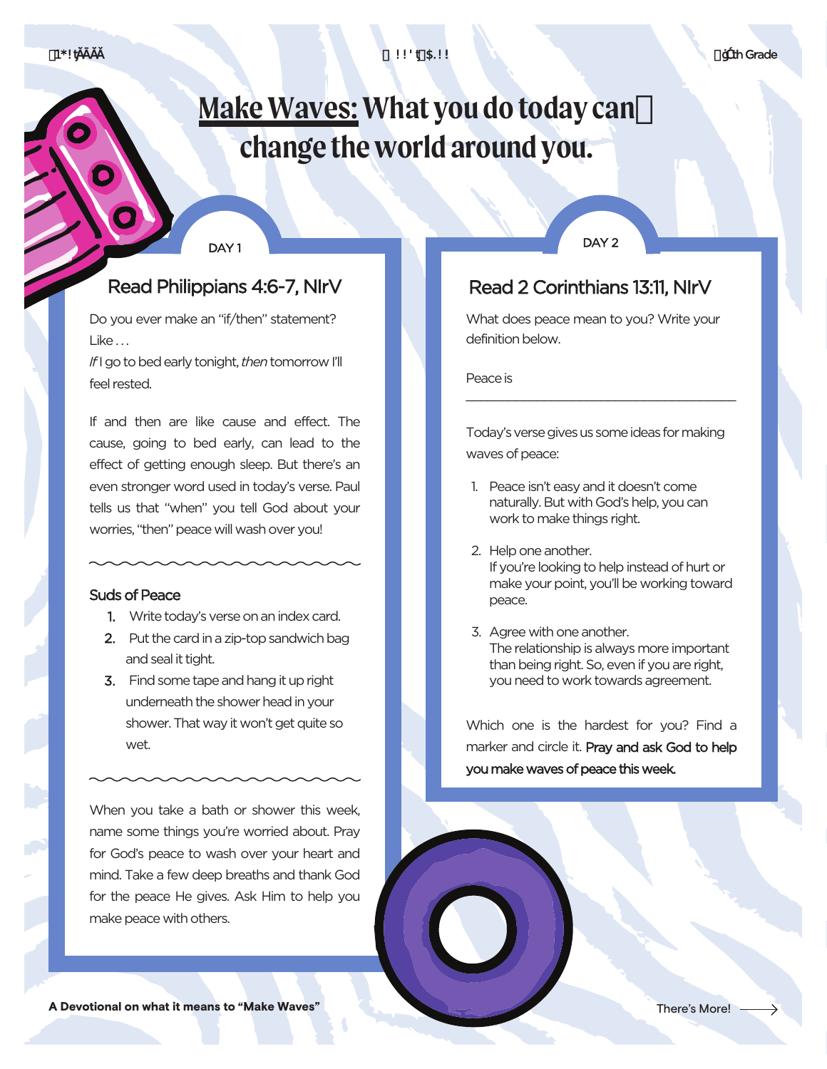# Make Waves: What you do today can change the world around you.

## DAY 1

### Read Philippians 4:6-7, NIrV

Do you ever make an "if/then" statement? Like . . .

*If* I go to bed early tonight, *then* tomorrow I'll feel rested.

If and then are like cause and effect. The cause, going to bed early, can lead to the effect of getting enough sleep. But there's an even stronger word used in today's verse. Paul tells us that "when" you tell God about your worries, "then" peace will wash over you!

#### Suds of Peace

1. Write today's verse on an index card.
2. Put the card in a zip-top sandwich bag and seal it tight.
3. Find some tape and hang it up right underneath the shower head in your shower. That way it won't get quite so wet.

When you take a bath or shower this week, name some things you're worried about. Pray for God's peace to wash over your heart and mind. Take a few deep breaths and thank God for the peace He gives. Ask Him to help you make peace with others.

## DAY 2

### Read 2 Corinthians 13:11, NIrV

What does peace mean to you? Write your definition below.

Peace is

_______________________________________

Today's verse gives us some ideas for making waves of peace:

1. Peace isn't easy and it doesn't come naturally. But with God's help, you can work to make things right.
2. Help one another.
   If you're looking to help instead of hurt or make your point, you'll be working toward peace.
3. Agree with one another.
   The relationship is always more important than being right. So, even if you are right, you need to work towards agreement.

Which one is the hardest for you? Find a marker and circle it. Pray and ask God to help you make waves of peace this week.

A Devotional on what it means to "Make Waves"

There's More!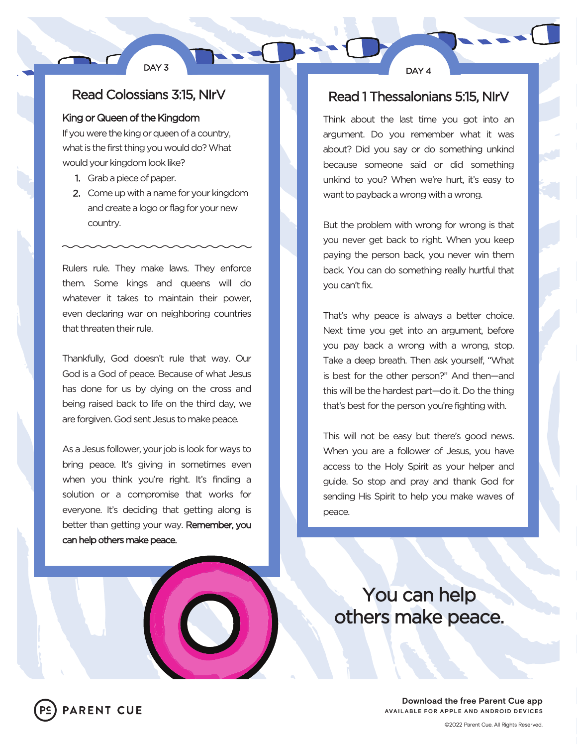DAY 3

## Read Colossians 3:15, NIrV

### King or Queen of the Kingdom

If you were the king or queen of a country, what is the first thing you would do? What would your kingdom look like?

1. Grab a piece of paper.
2. Come up with a name for your kingdom and create a logo or flag for your new country.

Rulers rule. They make laws. They enforce them. Some kings and queens will do whatever it takes to maintain their power, even declaring war on neighboring countries that threaten their rule.

Thankfully, God doesn't rule that way. Our God is a God of peace. Because of what Jesus has done for us by dying on the cross and being raised back to life on the third day, we are forgiven. God sent Jesus to make peace.

As a Jesus follower, your job is look for ways to bring peace. It's giving in sometimes even when you think you're right. It's finding a solution or a compromise that works for everyone. It's deciding that getting along is better than getting your way. **Remember, you can help others make peace.**

DAY 4

## Read 1 Thessalonians 5:15, NIrV

Think about the last time you got into an argument. Do you remember what it was about? Did you say or do something unkind because someone said or did something unkind to you? When we're hurt, it's easy to want to payback a wrong with a wrong.

But the problem with wrong for wrong is that you never get back to right. When you keep paying the person back, you never win them back. You can do something really hurtful that you can't fix.

That's why peace is always a better choice. Next time you get into an argument, before you pay back a wrong with a wrong, stop. Take a deep breath. Then ask yourself, "What is best for the other person?" And then—and this will be the hardest part—do it. Do the thing that's best for the person you're fighting with.

This will not be easy but there's good news. When you are a follower of Jesus, you have access to the Holy Spirit as your helper and guide. So stop and pray and thank God for sending His Spirit to help you make waves of peace.

You can help others make peace.

PARENT CUE

**Download the free Parent Cue app**
AVAILABLE FOR APPLE AND ANDROID DEVICES

©2022 Parent Cue. All Rights Reserved.